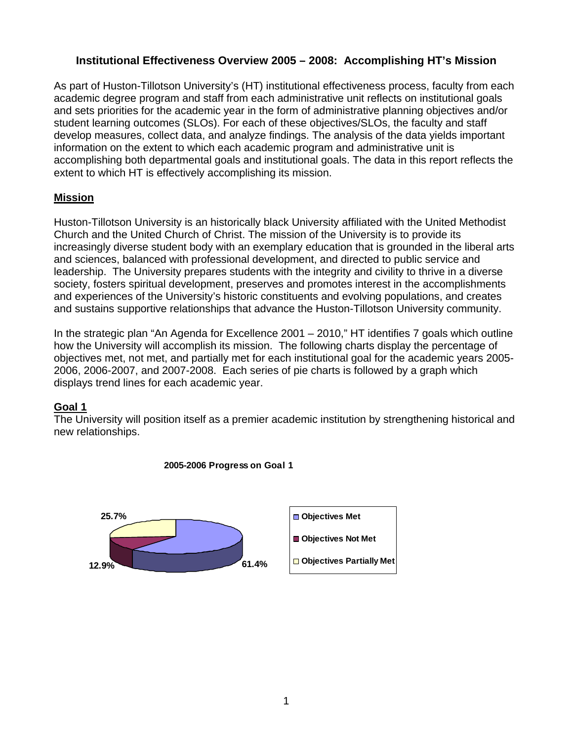# Institutional Effectiveness Overview 2005 – 2008: Accomplishing HT's Mission

As part of Huston-Tillotson University's (HT) institutional effectiveness process, faculty from each academic degree program and staff from each administrative unit reflects on institutional goals and sets priorities for the academic year in the form of administrative planning objectives and/or student learning outcomes (SLOs). For each of these objectives/SLOs, the faculty and staff develop measures, collect data, and analyze findings. The analysis of the data yields important information on the extent to which each academic program and administrative unit is accomplishing both departmental goals and institutional goals. The data in this report reflects the extent to which HT is effectively accomplishing its mission.

## Mission

Huston-Tillotson University is an historically black University affiliated with the United Methodist Church and the United Church of Christ. The mission of the University is to provide its increasingly diverse student body with an exemplary education that is grounded in the liberal arts and sciences, balanced with professional development, and directed to public service and leadership. The University prepares students with the integrity and civility to thrive in a diverse society, fosters spiritual development, preserves and promotes interest in the accomplishments and experiences of the University's historic constituents and evolving populations, and creates and sustains supportive relationships that advance the Huston-Tillotson University community.

In the strategic plan "An Agenda for Excellence 2001 – 2010," HT identifies 7 goals which outline how the University will accomplish its mission. The following charts display the percentage of objectives met, not met, and partially met for each institutional goal for the academic years 2005-2006, 2006-2007, and 2007-2008. Each series of pie charts is followed by a graph which displays trend lines for each academic year.

## Goal 1

The University will position itself as a premier academic institution by strengthening historical and new relationships.

**2005-2006 Progress on Goal 1**

| Category | Percentage |
| --- | --- |
| Objectives Met | 61.4% |
| Objectives Not Met | 12.9% |
| Objectives Partially Met | 25.7% |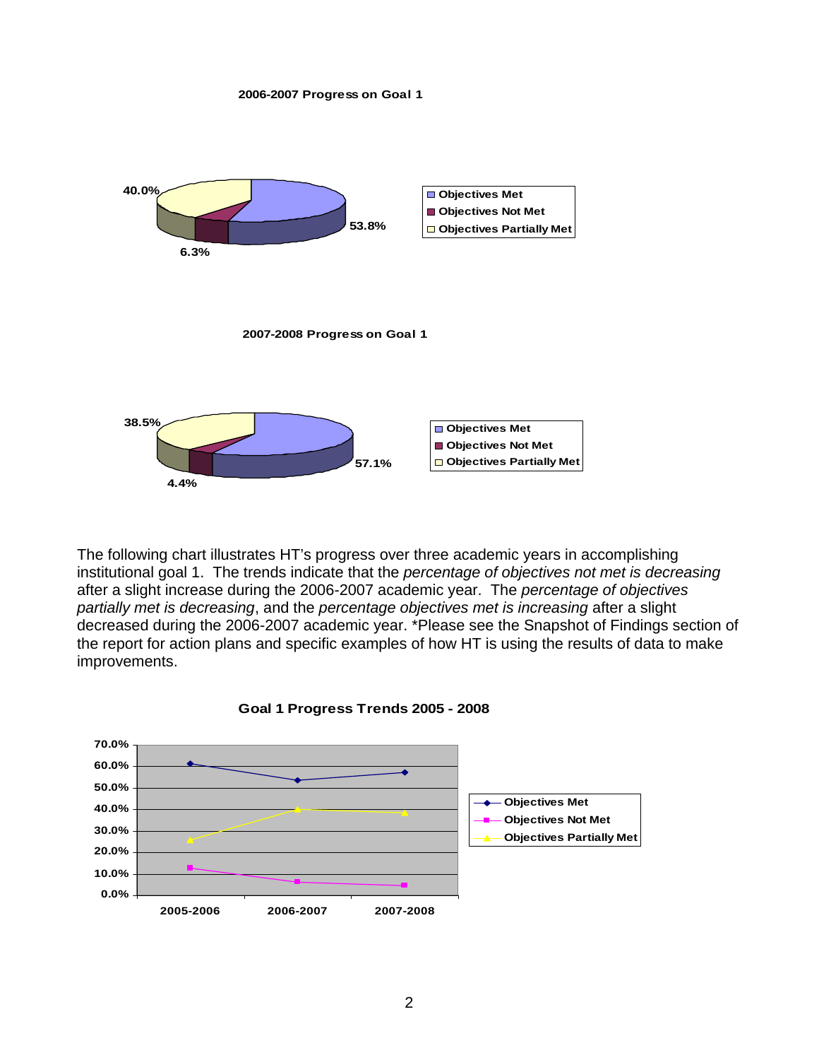**2006-2007 Progress on Goal 1**

- Objectives Met: 53.8%
- Objectives Not Met: 6.3%
- Objectives Partially Met: 40.0%

**2007-2008 Progress on Goal 1**

- Objectives Met: 57.1%
- Objectives Not Met: 4.4%
- Objectives Partially Met: 38.5%

The following chart illustrates HT's progress over three academic years in accomplishing institutional goal 1. The trends indicate that the *percentage of objectives not met is decreasing* after a slight increase during the 2006-2007 academic year. The *percentage of objectives partially met is decreasing*, and the *percentage objectives met is increasing* after a slight decreased during the 2006-2007 academic year. *Please see the Snapshot of Findings section of the report for action plans and specific examples of how HT is using the results of data to make improvements.

**Goal 1 Progress Trends 2005 - 2008**

Series: Objectives Met, Objectives Not Met, Objectives Partially Met

X-axis: 2005-2006, 2006-2007, 2007-2008

Y-axis: 0.0% – 70.0%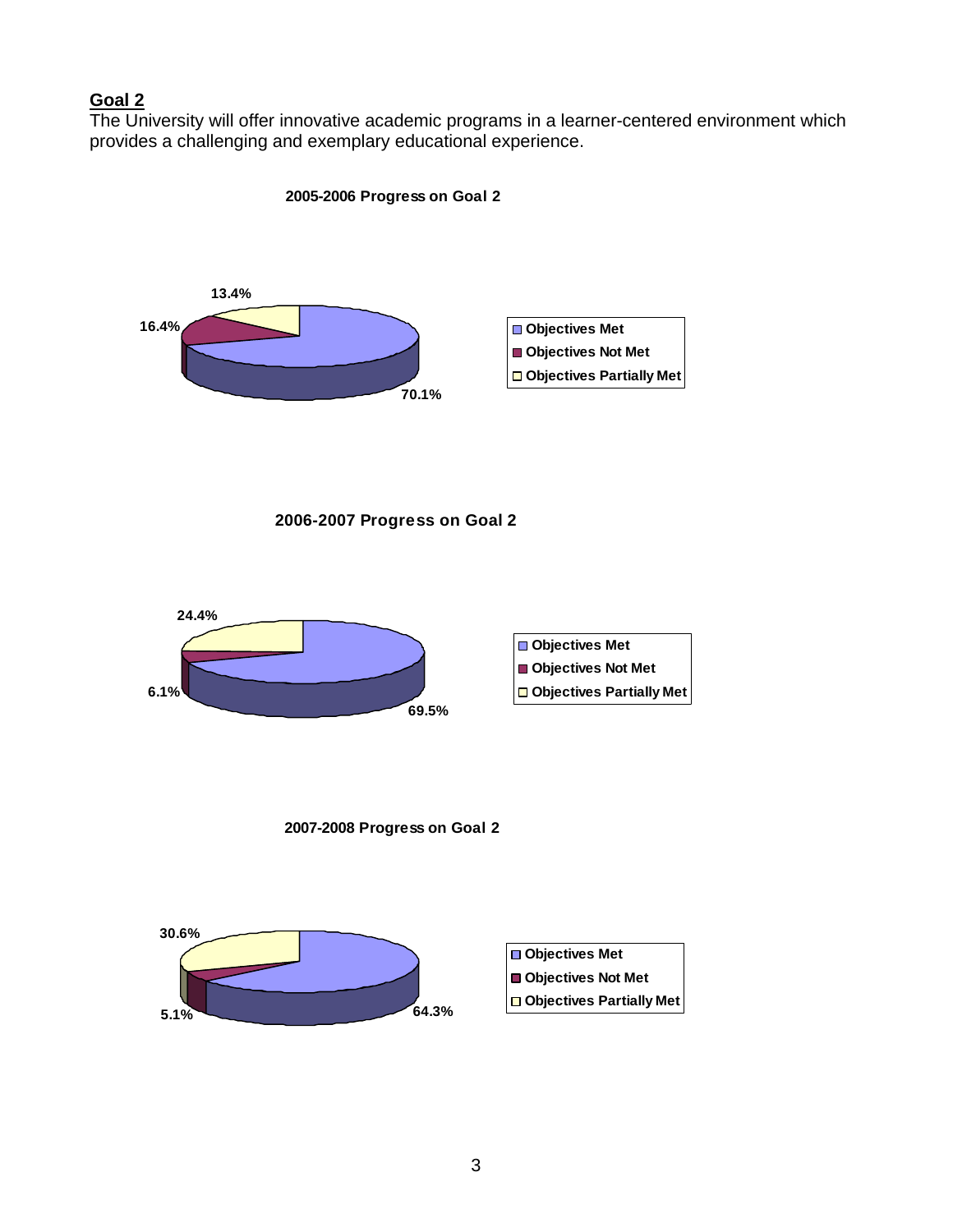## Goal 2

The University will offer innovative academic programs in a learner-centered environment which provides a challenging and exemplary educational experience.

**2005-2006 Progress on Goal 2**

| | Percentage |
|---|---|
| Objectives Met | 70.1% |
| Objectives Not Met | 16.4% |
| Objectives Partially Met | 13.4% |

**2006-2007 Progress on Goal 2**

| | Percentage |
|---|---|
| Objectives Met | 69.5% |
| Objectives Not Met | 6.1% |
| Objectives Partially Met | 24.4% |

**2007-2008 Progress on Goal 2**

| | Percentage |
|---|---|
| Objectives Met | 64.3% |
| Objectives Not Met | 5.1% |
| Objectives Partially Met | 30.6% |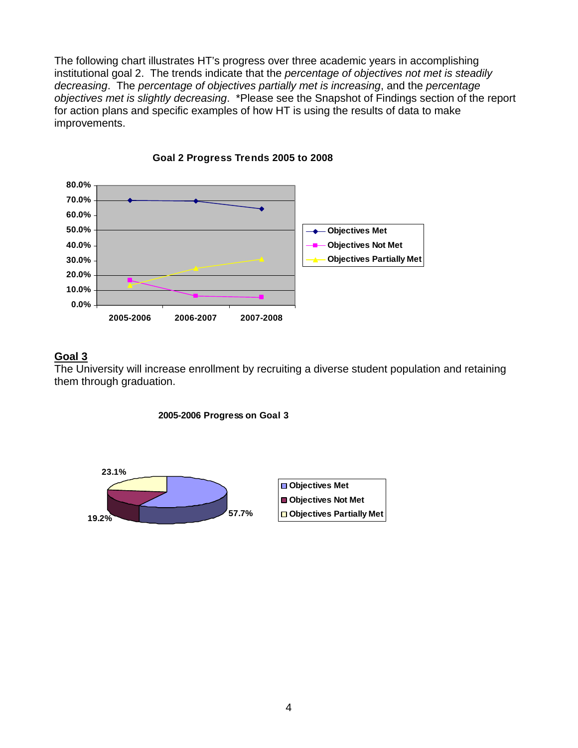The following chart illustrates HT's progress over three academic years in accomplishing institutional goal 2. The trends indicate that the *percentage of objectives not met is steadily decreasing*. The *percentage of objectives partially met is increasing*, and the *percentage objectives met is slightly decreasing*. *Please see the Snapshot of Findings section of the report for action plans and specific examples of how HT is using the results of data to make improvements.

**Goal 2 Progress Trends 2005 to 2008**

## Goal 3

The University will increase enrollment by recruiting a diverse student population and retaining them through graduation.

**2005-2006 Progress on Goal 3**

| Category | Percentage |
| --- | --- |
| Objectives Met | 57.7% |
| Objectives Not Met | 19.2% |
| Objectives Partially Met | 23.1% |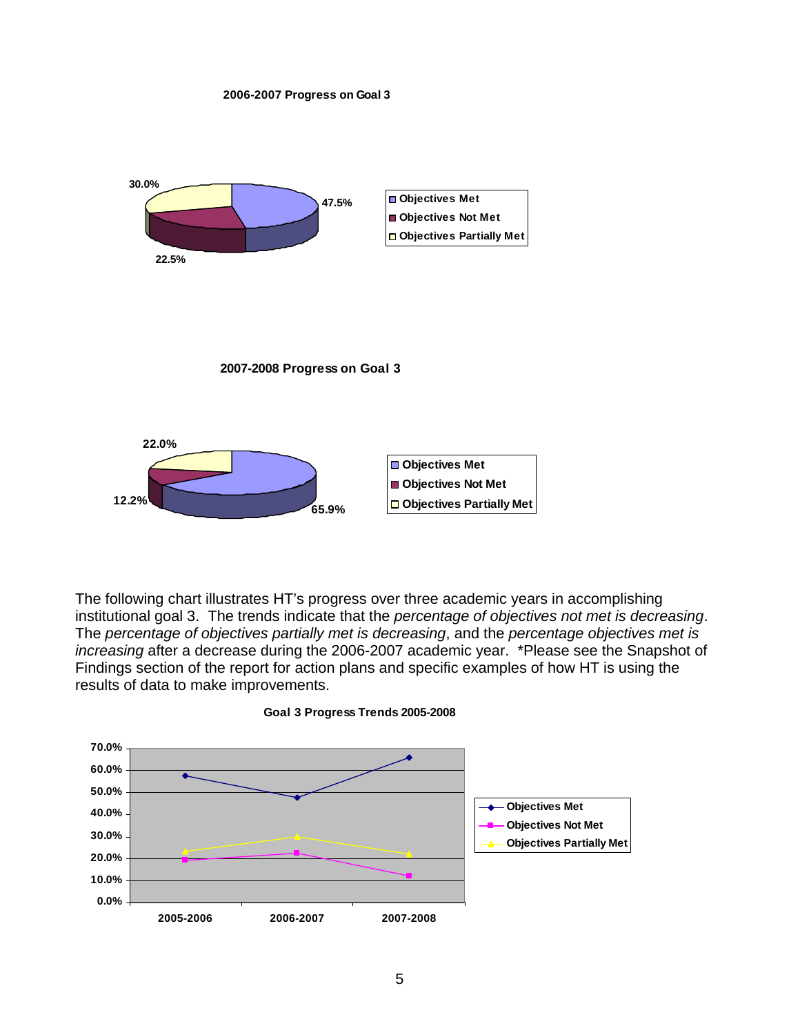**2006-2007 Progress on Goal 3**

| Category | Percentage |
|---|---|
| Objectives Met | 47.5% |
| Objectives Not Met | 22.5% |
| Objectives Partially Met | 30.0% |

**2007-2008 Progress on Goal 3**

| Category | Percentage |
|---|---|
| Objectives Met | 65.9% |
| Objectives Not Met | 12.2% |
| Objectives Partially Met | 22.0% |

The following chart illustrates HT's progress over three academic years in accomplishing institutional goal 3. The trends indicate that the *percentage of objectives not met is decreasing*. The *percentage of objectives partially met is decreasing*, and the *percentage objectives met is increasing* after a decrease during the 2006-2007 academic year. *Please see the Snapshot of Findings section of the report for action plans and specific examples of how HT is using the results of data to make improvements.

**Goal 3 Progress Trends 2005-2008**

| | 2005-2006 | 2006-2007 | 2007-2008 |
|---|---|---|---|
| Objectives Met | ~57.5% | 47.5% | 65.9% |
| Objectives Not Met | ~19.5% | 22.5% | 12.2% |
| Objectives Partially Met | ~23.5% | 30.0% | 22.0% |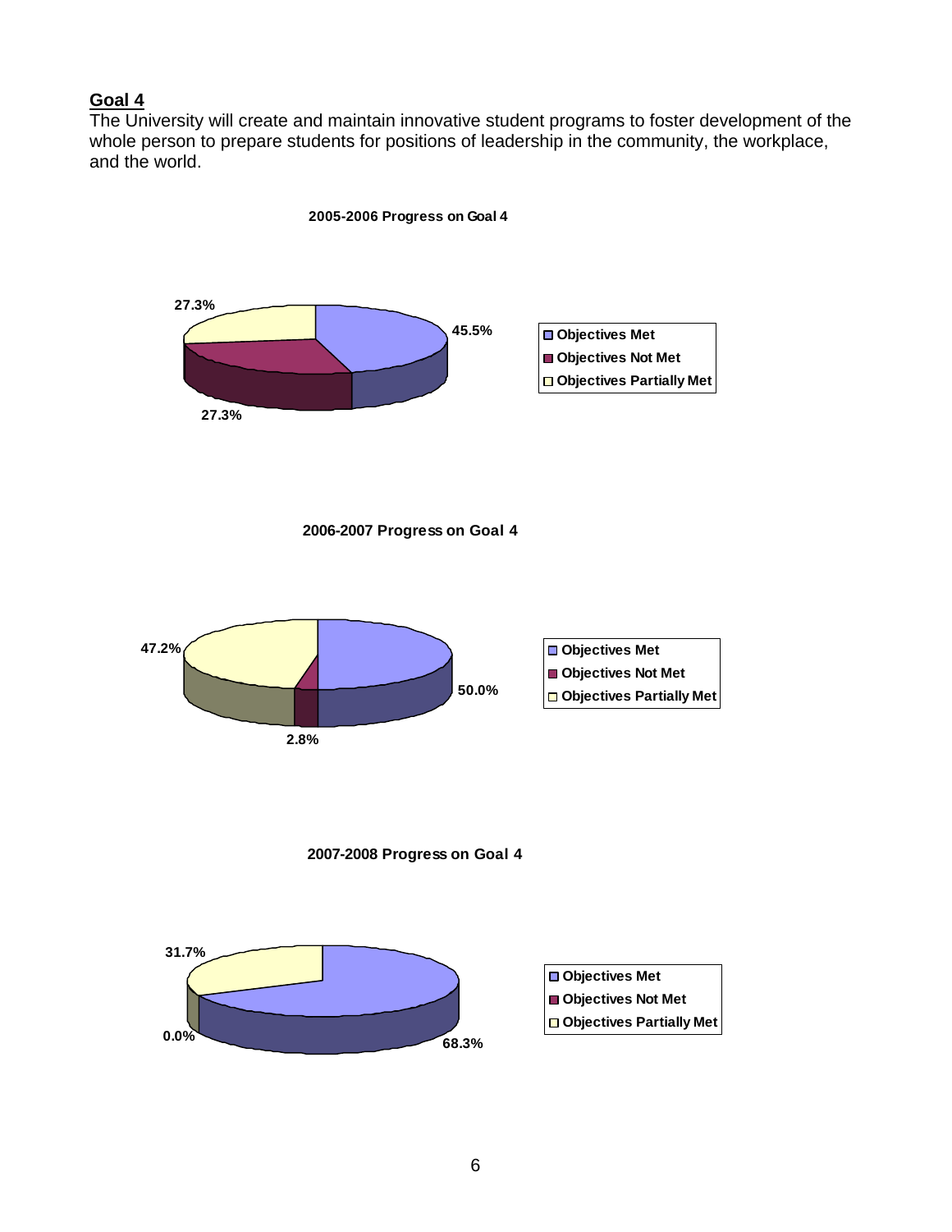## Goal 4

The University will create and maintain innovative student programs to foster development of the whole person to prepare students for positions of leadership in the community, the workplace, and the world.

**2005-2006 Progress on Goal 4**

| Category | Percentage |
|---|---|
| Objectives Met | 45.5% |
| Objectives Not Met | 27.3% |
| Objectives Partially Met | 27.3% |

**2006-2007 Progress on Goal 4**

| Category | Percentage |
|---|---|
| Objectives Met | 50.0% |
| Objectives Not Met | 2.8% |
| Objectives Partially Met | 47.2% |

**2007-2008 Progress on Goal 4**

| Category | Percentage |
|---|---|
| Objectives Met | 68.3% |
| Objectives Not Met | 0.0% |
| Objectives Partially Met | 31.7% |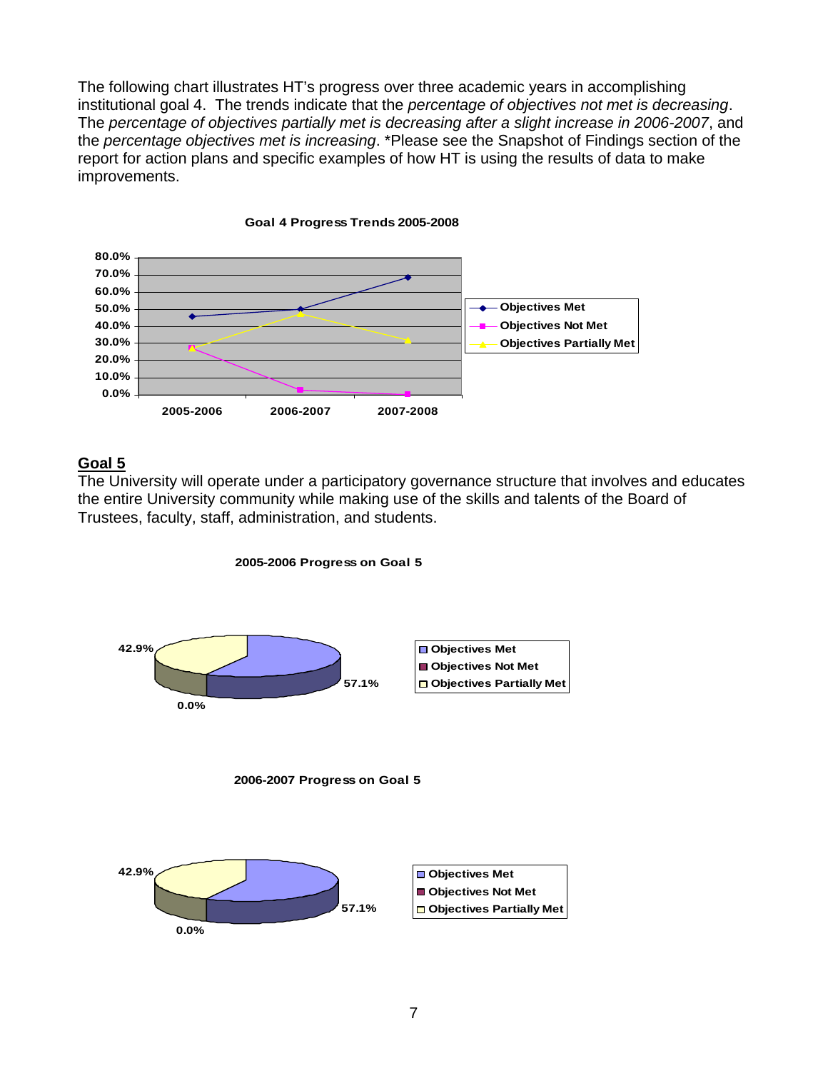The following chart illustrates HT's progress over three academic years in accomplishing institutional goal 4. The trends indicate that the *percentage of objectives not met is decreasing*. The *percentage of objectives partially met is decreasing after a slight increase in 2006-2007*, and the *percentage objectives met is increasing*. *Please see the Snapshot of Findings section of the report for action plans and specific examples of how HT is using the results of data to make improvements.

**Goal 4 Progress Trends 2005-2008**

## Goal 5

The University will operate under a participatory governance structure that involves and educates the entire University community while making use of the skills and talents of the Board of Trustees, faculty, staff, administration, and students.

**2005-2006 Progress on Goal 5**

**2006-2007 Progress on Goal 5**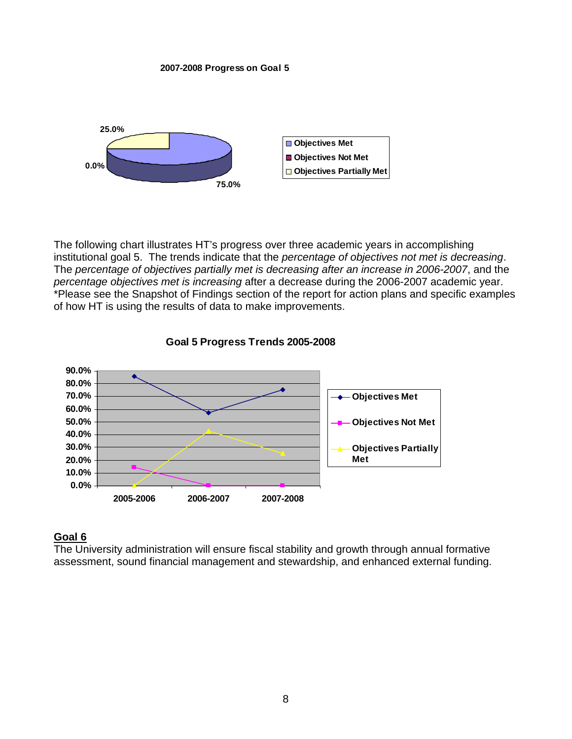**2007-2008 Progress on Goal 5**

25.0%

0.0%

75.0%

- Objectives Met
- Objectives Not Met
- Objectives Partially Met

The following chart illustrates HT's progress over three academic years in accomplishing institutional goal 5. The trends indicate that the *percentage of objectives not met is decreasing*. The *percentage of objectives partially met is decreasing after an increase in 2006-2007*, and the *percentage objectives met is increasing* after a decrease during the 2006-2007 academic year. *Please see the Snapshot of Findings section of the report for action plans and specific examples of how HT is using the results of data to make improvements.

**Goal 5 Progress Trends 2005-2008**

90.0%
80.0%
70.0%
60.0%
50.0%
40.0%
30.0%
20.0%
10.0%
0.0%

2005-2006 2006-2007 2007-2008

- Objectives Met
- Objectives Not Met
- Objectives Partially Met

## Goal 6

The University administration will ensure fiscal stability and growth through annual formative assessment, sound financial management and stewardship, and enhanced external funding.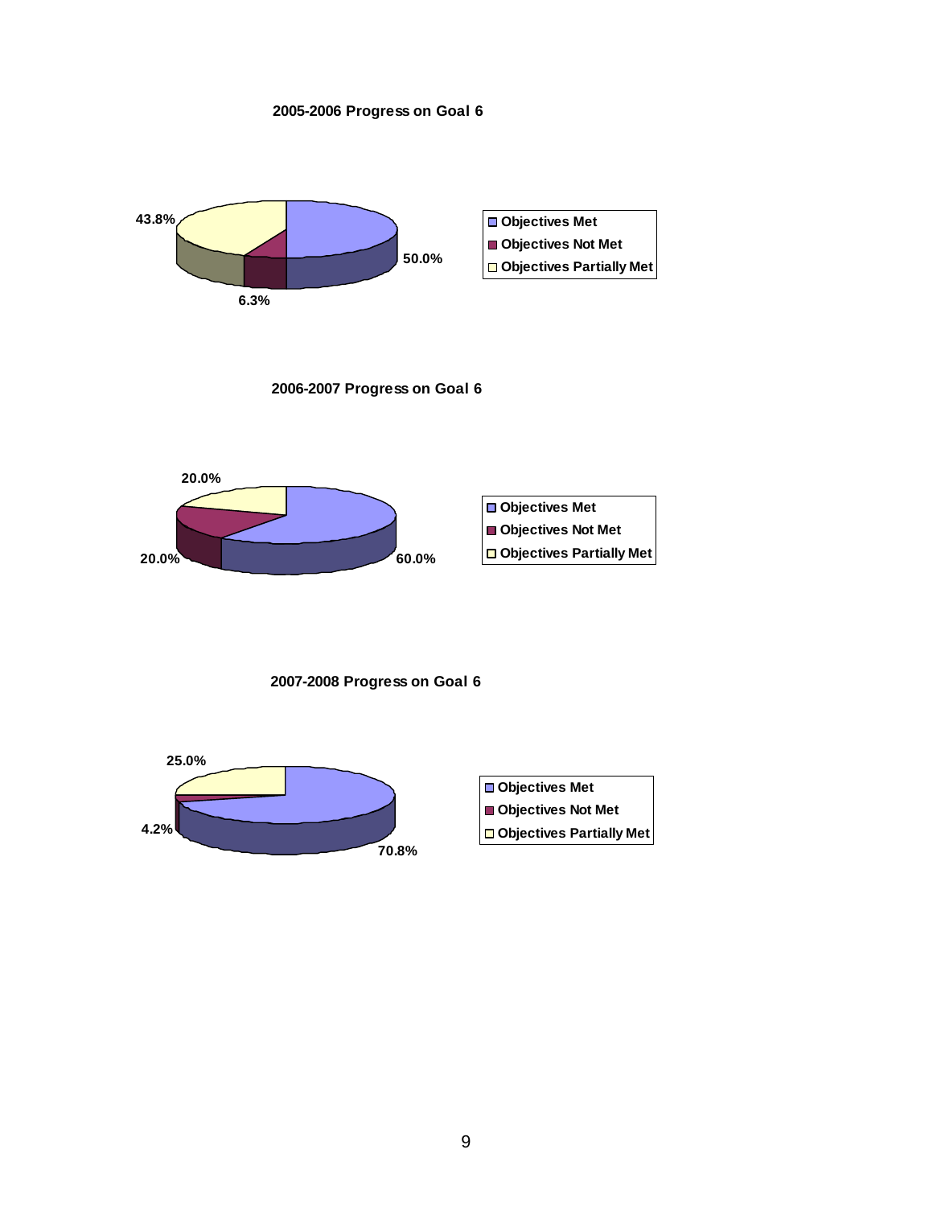**2005-2006 Progress on Goal 6**

| Category | Percentage |
|---|---|
| Objectives Met | 50.0% |
| Objectives Not Met | 6.3% |
| Objectives Partially Met | 43.8% |

**2006-2007 Progress on Goal 6**

| Category | Percentage |
|---|---|
| Objectives Met | 60.0% |
| Objectives Not Met | 20.0% |
| Objectives Partially Met | 20.0% |

**2007-2008 Progress on Goal 6**

| Category | Percentage |
|---|---|
| Objectives Met | 70.8% |
| Objectives Not Met | 4.2% |
| Objectives Partially Met | 25.0% |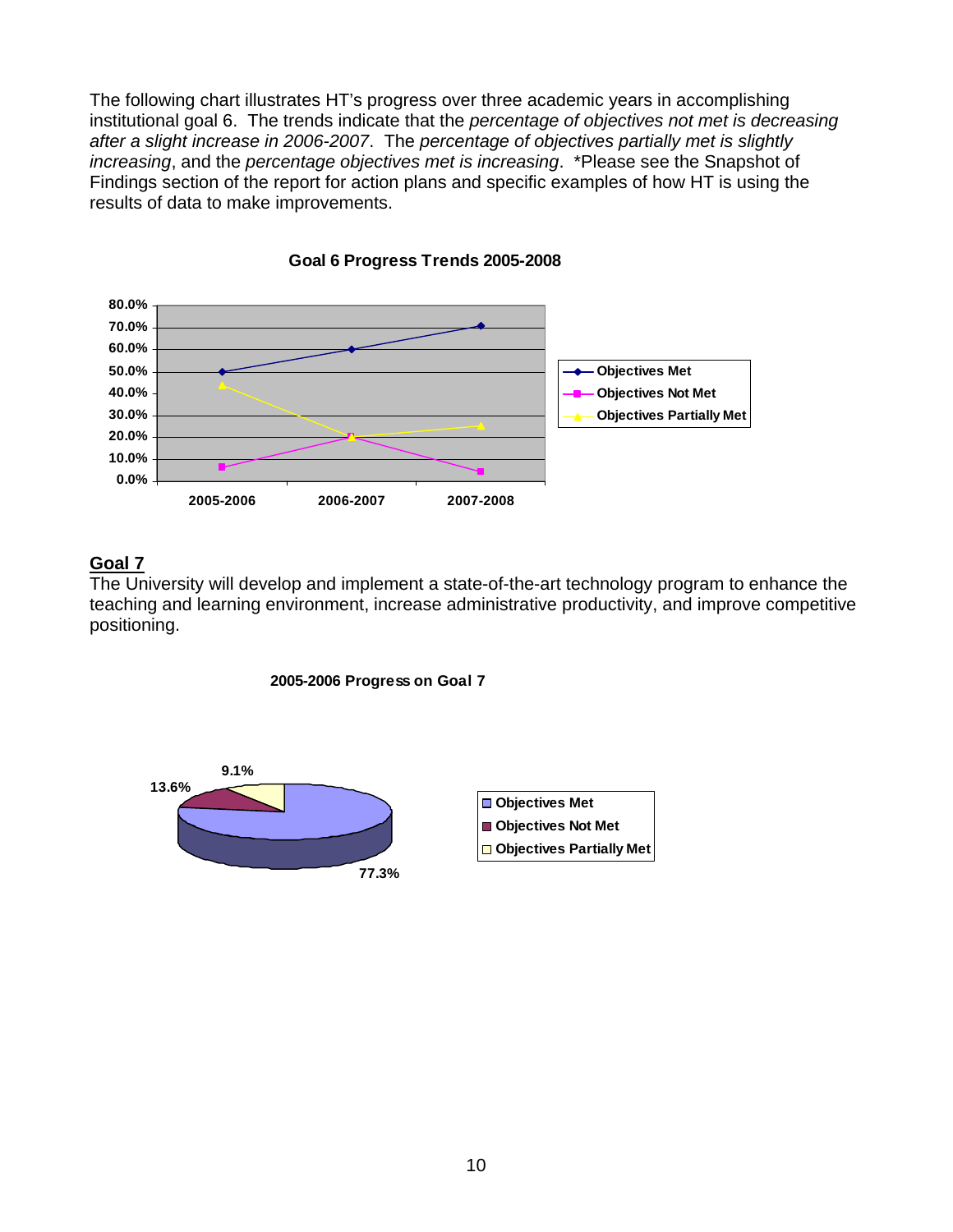The following chart illustrates HT's progress over three academic years in accomplishing institutional goal 6. The trends indicate that the *percentage of objectives not met is decreasing after a slight increase in 2006-2007*. The *percentage of objectives partially met is slightly increasing*, and the *percentage objectives met is increasing*. *Please see the Snapshot of Findings section of the report for action plans and specific examples of how HT is using the results of data to make improvements.

**Goal 6 Progress Trends 2005-2008**

## Goal 7

The University will develop and implement a state-of-the-art technology program to enhance the teaching and learning environment, increase administrative productivity, and improve competitive positioning.

**2005-2006 Progress on Goal 7**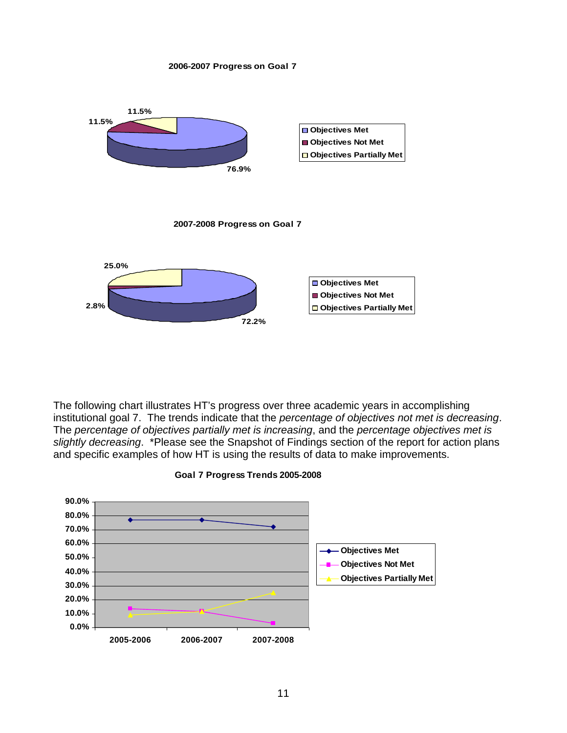**2006-2007 Progress on Goal 7**

| Category | Percentage |
|---|---|
| Objectives Met | 76.9% |
| Objectives Not Met | 11.5% |
| Objectives Partially Met | 11.5% |

**2007-2008 Progress on Goal 7**

| Category | Percentage |
|---|---|
| Objectives Met | 72.2% |
| Objectives Not Met | 2.8% |
| Objectives Partially Met | 25.0% |

The following chart illustrates HT's progress over three academic years in accomplishing institutional goal 7. The trends indicate that the *percentage of objectives not met is decreasing*. The *percentage of objectives partially met is increasing*, and the *percentage objectives met is slightly decreasing*. *Please see the Snapshot of Findings section of the report for action plans and specific examples of how HT is using the results of data to make improvements.

**Goal 7 Progress Trends 2005-2008**

Legend: Objectives Met, Objectives Not Met, Objectives Partially Met

Y-axis: 0.0% to 90.0%

X-axis: 2005-2006, 2006-2007, 2007-2008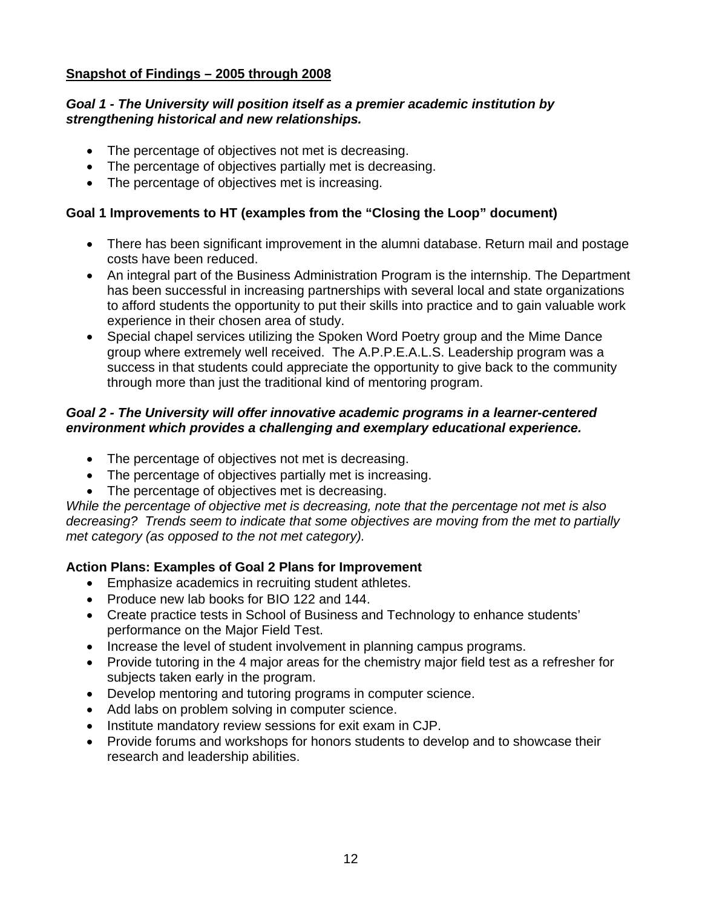**<u>Snapshot of Findings – 2005 through 2008</u>**

***Goal 1 - The University will position itself as a premier academic institution by strengthening historical and new relationships.***

- The percentage of objectives not met is decreasing.
- The percentage of objectives partially met is decreasing.
- The percentage of objectives met is increasing.

**Goal 1 Improvements to HT (examples from the "Closing the Loop" document)**

- There has been significant improvement in the alumni database. Return mail and postage costs have been reduced.
- An integral part of the Business Administration Program is the internship. The Department has been successful in increasing partnerships with several local and state organizations to afford students the opportunity to put their skills into practice and to gain valuable work experience in their chosen area of study.
- Special chapel services utilizing the Spoken Word Poetry group and the Mime Dance group where extremely well received. The A.P.P.E.A.L.S. Leadership program was a success in that students could appreciate the opportunity to give back to the community through more than just the traditional kind of mentoring program.

***Goal 2 - The University will offer innovative academic programs in a learner-centered environment which provides a challenging and exemplary educational experience.***

- The percentage of objectives not met is decreasing.
- The percentage of objectives partially met is increasing.
- The percentage of objectives met is decreasing.

*While the percentage of objective met is decreasing, note that the percentage not met is also decreasing? Trends seem to indicate that some objectives are moving from the met to partially met category (as opposed to the not met category).*

**Action Plans: Examples of Goal 2 Plans for Improvement**

- Emphasize academics in recruiting student athletes.
- Produce new lab books for BIO 122 and 144.
- Create practice tests in School of Business and Technology to enhance students' performance on the Major Field Test.
- Increase the level of student involvement in planning campus programs.
- Provide tutoring in the 4 major areas for the chemistry major field test as a refresher for subjects taken early in the program.
- Develop mentoring and tutoring programs in computer science.
- Add labs on problem solving in computer science.
- Institute mandatory review sessions for exit exam in CJP.
- Provide forums and workshops for honors students to develop and to showcase their research and leadership abilities.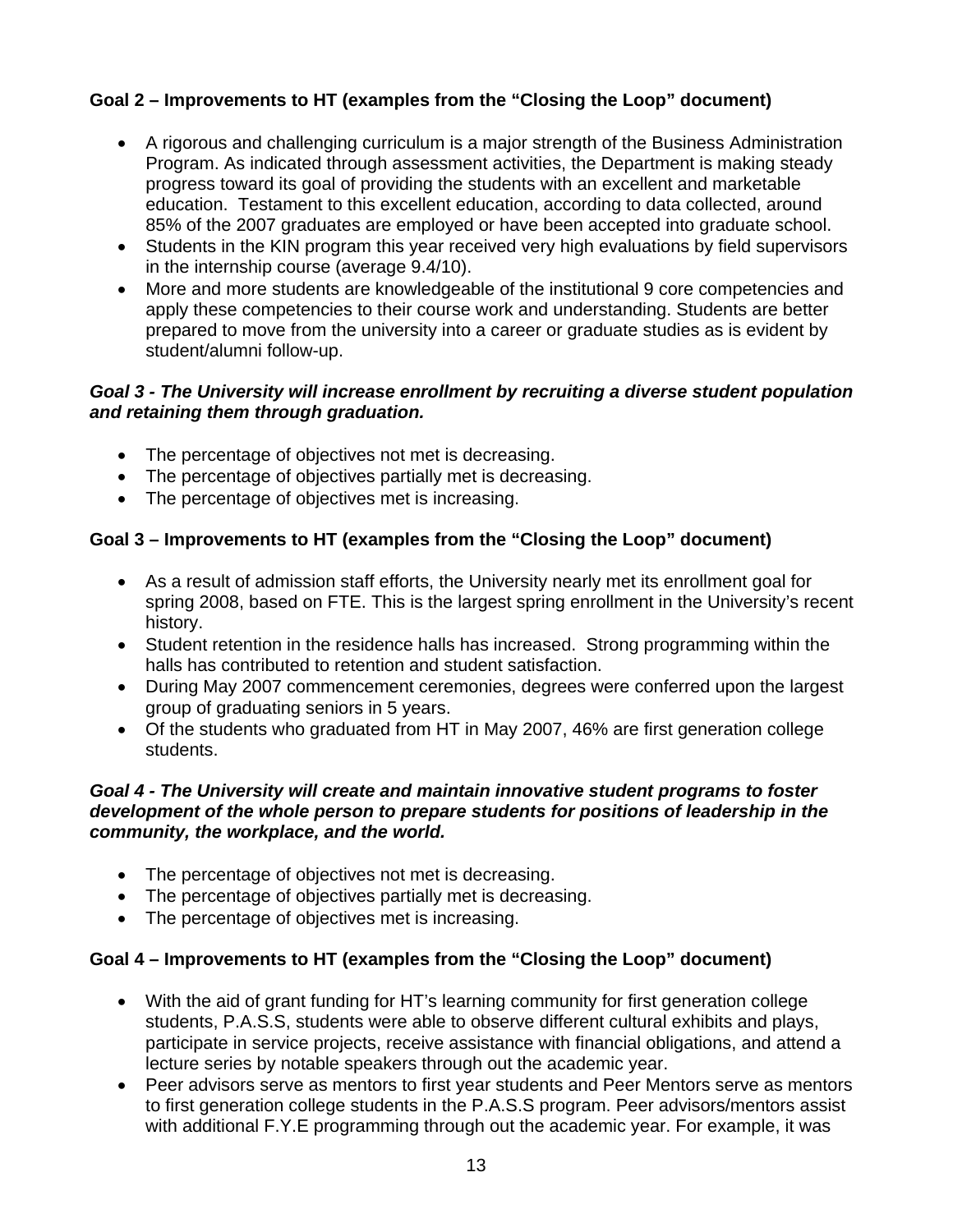**Goal 2 – Improvements to HT (examples from the "Closing the Loop" document)**

- A rigorous and challenging curriculum is a major strength of the Business Administration Program. As indicated through assessment activities, the Department is making steady progress toward its goal of providing the students with an excellent and marketable education. Testament to this excellent education, according to data collected, around 85% of the 2007 graduates are employed or have been accepted into graduate school.
- Students in the KIN program this year received very high evaluations by field supervisors in the internship course (average 9.4/10).
- More and more students are knowledgeable of the institutional 9 core competencies and apply these competencies to their course work and understanding. Students are better prepared to move from the university into a career or graduate studies as is evident by student/alumni follow-up.

***Goal 3 - The University will increase enrollment by recruiting a diverse student population and retaining them through graduation.***

- The percentage of objectives not met is decreasing.
- The percentage of objectives partially met is decreasing.
- The percentage of objectives met is increasing.

**Goal 3 – Improvements to HT (examples from the "Closing the Loop" document)**

- As a result of admission staff efforts, the University nearly met its enrollment goal for spring 2008, based on FTE. This is the largest spring enrollment in the University's recent history.
- Student retention in the residence halls has increased. Strong programming within the halls has contributed to retention and student satisfaction.
- During May 2007 commencement ceremonies, degrees were conferred upon the largest group of graduating seniors in 5 years.
- Of the students who graduated from HT in May 2007, 46% are first generation college students.

***Goal 4 - The University will create and maintain innovative student programs to foster development of the whole person to prepare students for positions of leadership in the community, the workplace, and the world.***

- The percentage of objectives not met is decreasing.
- The percentage of objectives partially met is decreasing.
- The percentage of objectives met is increasing.

**Goal 4 – Improvements to HT (examples from the "Closing the Loop" document)**

- With the aid of grant funding for HT's learning community for first generation college students, P.A.S.S, students were able to observe different cultural exhibits and plays, participate in service projects, receive assistance with financial obligations, and attend a lecture series by notable speakers through out the academic year.
- Peer advisors serve as mentors to first year students and Peer Mentors serve as mentors to first generation college students in the P.A.S.S program. Peer advisors/mentors assist with additional F.Y.E programming through out the academic year. For example, it was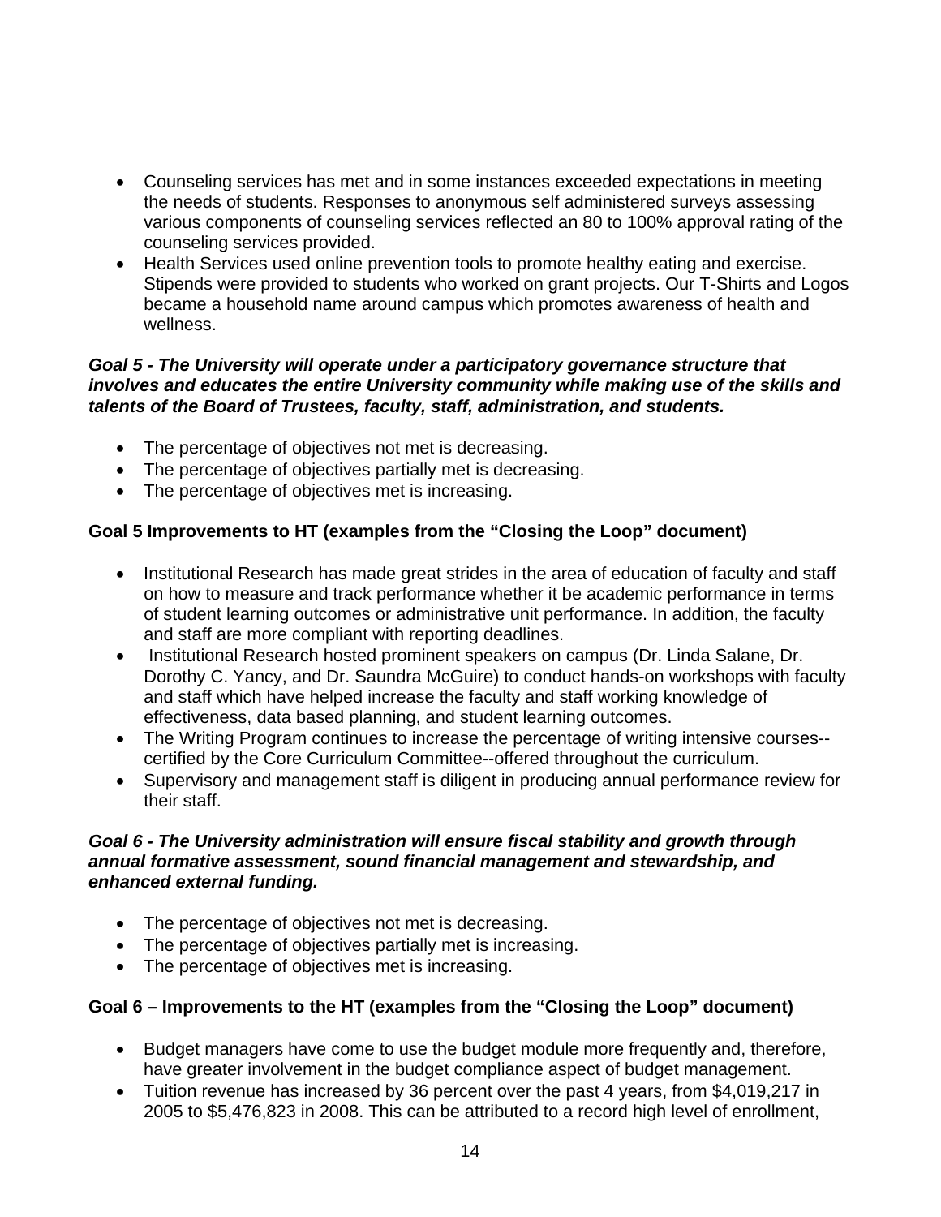- Counseling services has met and in some instances exceeded expectations in meeting the needs of students. Responses to anonymous self administered surveys assessing various components of counseling services reflected an 80 to 100% approval rating of the counseling services provided.
- Health Services used online prevention tools to promote healthy eating and exercise. Stipends were provided to students who worked on grant projects. Our T-Shirts and Logos became a household name around campus which promotes awareness of health and wellness.

***Goal 5 - The University will operate under a participatory governance structure that involves and educates the entire University community while making use of the skills and talents of the Board of Trustees, faculty, staff, administration, and students.***

- The percentage of objectives not met is decreasing.
- The percentage of objectives partially met is decreasing.
- The percentage of objectives met is increasing.

**Goal 5 Improvements to HT (examples from the "Closing the Loop" document)**

- Institutional Research has made great strides in the area of education of faculty and staff on how to measure and track performance whether it be academic performance in terms of student learning outcomes or administrative unit performance. In addition, the faculty and staff are more compliant with reporting deadlines.
- Institutional Research hosted prominent speakers on campus (Dr. Linda Salane, Dr. Dorothy C. Yancy, and Dr. Saundra McGuire) to conduct hands-on workshops with faculty and staff which have helped increase the faculty and staff working knowledge of effectiveness, data based planning, and student learning outcomes.
- The Writing Program continues to increase the percentage of writing intensive courses--certified by the Core Curriculum Committee--offered throughout the curriculum.
- Supervisory and management staff is diligent in producing annual performance review for their staff.

***Goal 6 - The University administration will ensure fiscal stability and growth through annual formative assessment, sound financial management and stewardship, and enhanced external funding.***

- The percentage of objectives not met is decreasing.
- The percentage of objectives partially met is increasing.
- The percentage of objectives met is increasing.

**Goal 6 – Improvements to the HT (examples from the "Closing the Loop" document)**

- Budget managers have come to use the budget module more frequently and, therefore, have greater involvement in the budget compliance aspect of budget management.
- Tuition revenue has increased by 36 percent over the past 4 years, from $4,019,217 in 2005 to $5,476,823 in 2008. This can be attributed to a record high level of enrollment,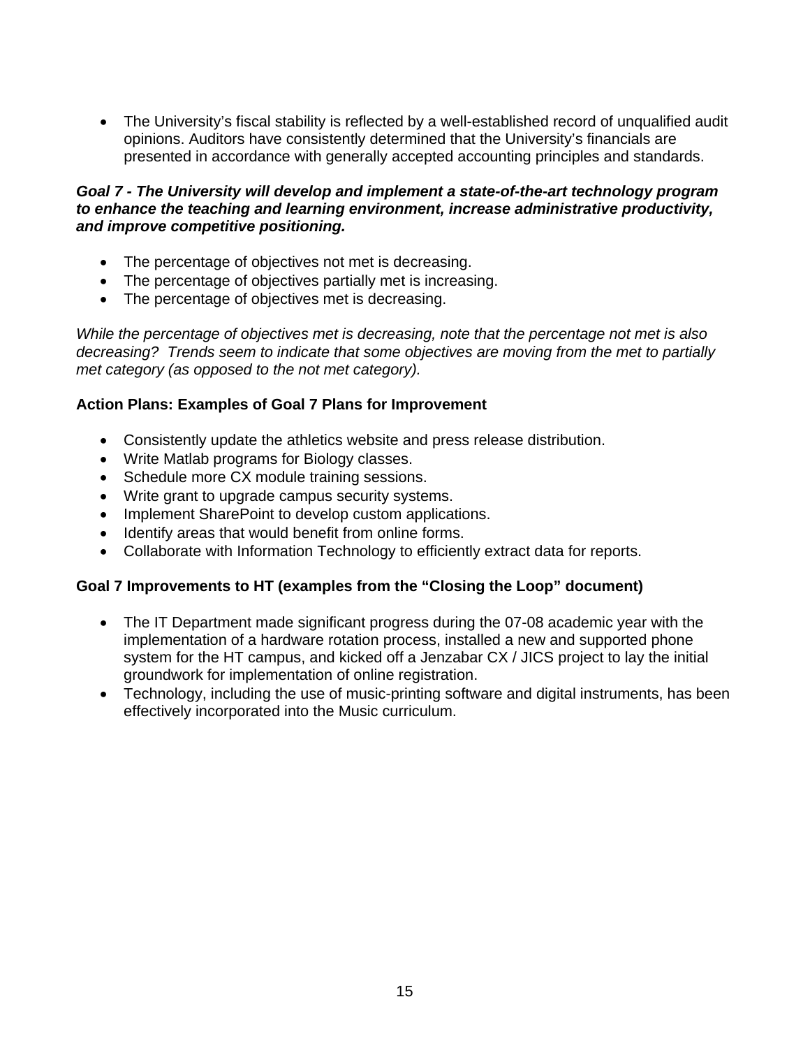- The University's fiscal stability is reflected by a well-established record of unqualified audit opinions. Auditors have consistently determined that the University's financials are presented in accordance with generally accepted accounting principles and standards.

***Goal 7 - The University will develop and implement a state-of-the-art technology program to enhance the teaching and learning environment, increase administrative productivity, and improve competitive positioning.***

- The percentage of objectives not met is decreasing.
- The percentage of objectives partially met is increasing.
- The percentage of objectives met is decreasing.

*While the percentage of objectives met is decreasing, note that the percentage not met is also decreasing? Trends seem to indicate that some objectives are moving from the met to partially met category (as opposed to the not met category).*

**Action Plans: Examples of Goal 7 Plans for Improvement**

- Consistently update the athletics website and press release distribution.
- Write Matlab programs for Biology classes.
- Schedule more CX module training sessions.
- Write grant to upgrade campus security systems.
- Implement SharePoint to develop custom applications.
- Identify areas that would benefit from online forms.
- Collaborate with Information Technology to efficiently extract data for reports.

**Goal 7 Improvements to HT (examples from the "Closing the Loop" document)**

- The IT Department made significant progress during the 07-08 academic year with the implementation of a hardware rotation process, installed a new and supported phone system for the HT campus, and kicked off a Jenzabar CX / JICS project to lay the initial groundwork for implementation of online registration.
- Technology, including the use of music-printing software and digital instruments, has been effectively incorporated into the Music curriculum.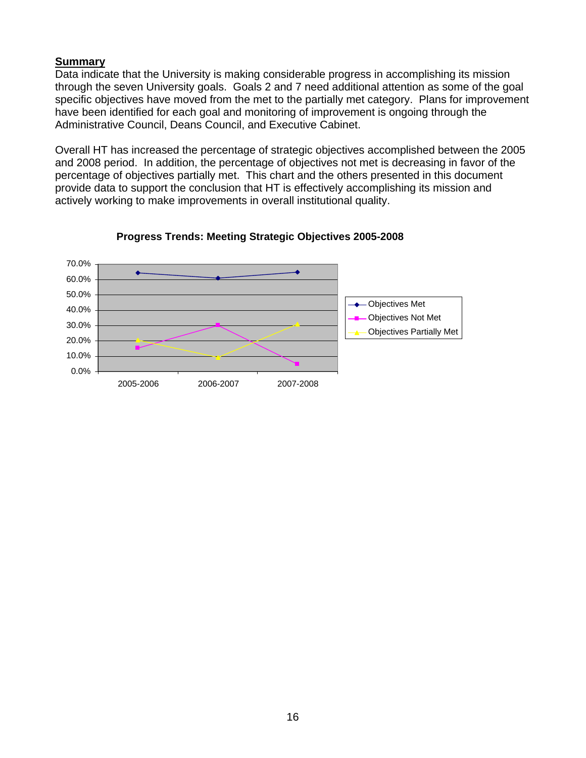**Summary**

Data indicate that the University is making considerable progress in accomplishing its mission through the seven University goals. Goals 2 and 7 need additional attention as some of the goal specific objectives have moved from the met to the partially met category. Plans for improvement have been identified for each goal and monitoring of improvement is ongoing through the Administrative Council, Deans Council, and Executive Cabinet.

Overall HT has increased the percentage of strategic objectives accomplished between the 2005 and 2008 period. In addition, the percentage of objectives not met is decreasing in favor of the percentage of objectives partially met. This chart and the others presented in this document provide data to support the conclusion that HT is effectively accomplishing its mission and actively working to make improvements in overall institutional quality.

**Progress Trends: Meeting Strategic Objectives 2005-2008**

70.0%
60.0%
50.0%
40.0%
30.0%
20.0%
10.0%
0.0%

2005-2006
2006-2007
2007-2008

Objectives Met
Objectives Not Met
Objectives Partially Met